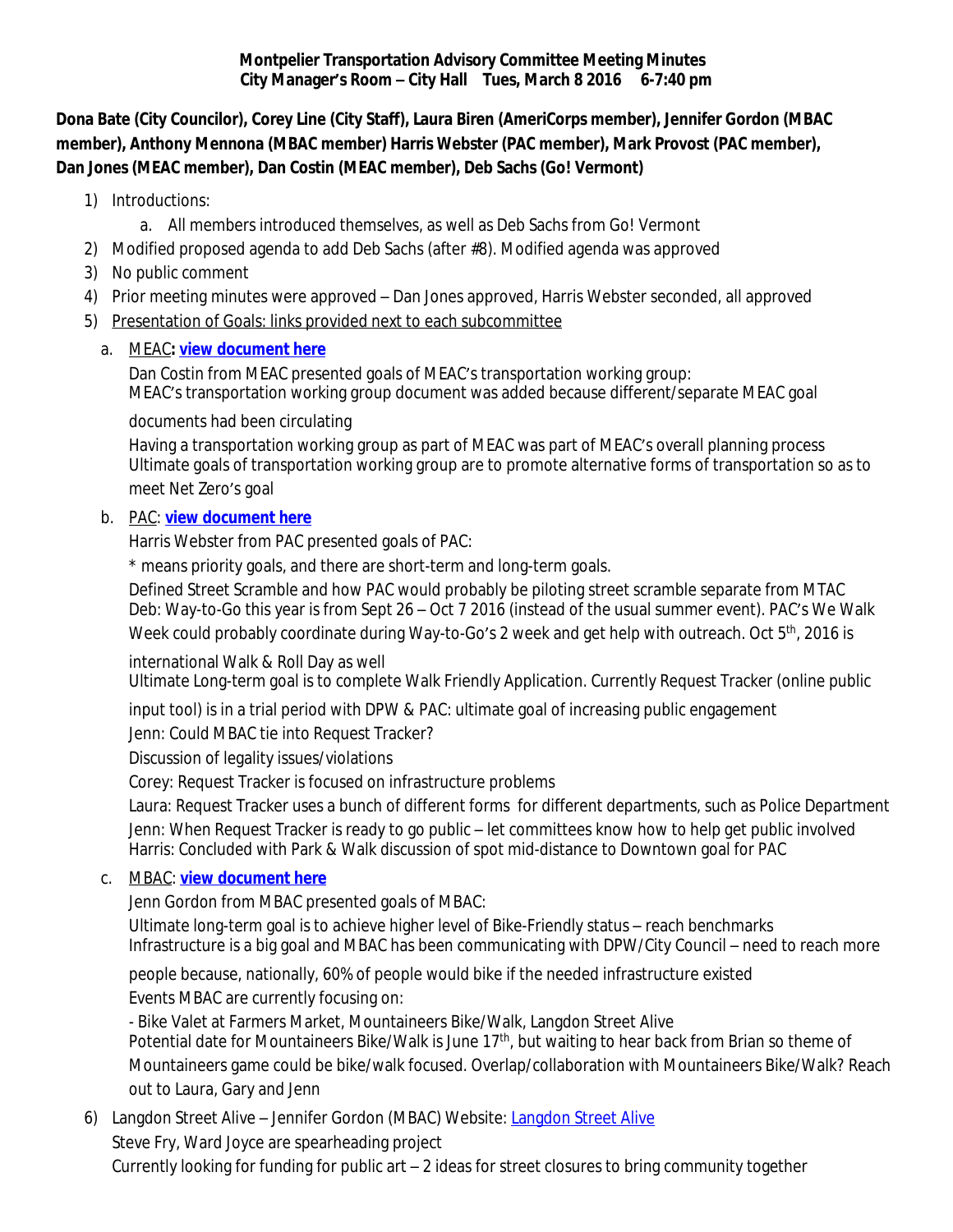**Montpelier Transportation Advisory Committee Meeting Minutes**
**City Manager's Room – City Hall Tues, March 8 2016 6-7:40 pm**

**Dona Bate (City Councilor), Corey Line (City Staff), Laura Biren (AmeriCorps member), Jennifer Gordon (MBAC member), Anthony Mennona (MBAC member) Harris Webster (PAC member), Mark Provost (PAC member), Dan Jones (MEAC member), Dan Costin (MEAC member), Deb Sachs (Go! Vermont)**

1) Introductions:
   a. All members introduced themselves, as well as Deb Sachs from Go! Vermont
2) Modified proposed agenda to add Deb Sachs (after #8). Modified agenda was approved
3) No public comment
4) Prior meeting minutes were approved – Dan Jones approved, Harris Webster seconded, all approved
5) Presentation of Goals: links provided next to each subcommittee
   a. MEAC**: view document here**
      Dan Costin from MEAC presented goals of MEAC's transportation working group:
      MEAC's transportation working group document was added because different/separate MEAC goal documents had been circulating
      Having a transportation working group as part of MEAC was part of MEAC's overall planning process
      Ultimate goals of transportation working group are to promote alternative forms of transportation so as to meet Net Zero's goal
   b. PAC: **view document here**
      Harris Webster from PAC presented goals of PAC:
      * means priority goals, and there are short-term and long-term goals.
      Defined Street Scramble and how PAC would probably be piloting street scramble separate from MTAC
      Deb: Way-to-Go this year is from Sept 26 – Oct 7 2016 (instead of the usual summer event). PAC's We Walk Week could probably coordinate during Way-to-Go's 2 week and get help with outreach. Oct 5th, 2016 is international Walk & Roll Day as well
      Ultimate Long-term goal is to complete Walk Friendly Application. Currently Request Tracker (online public input tool) is in a trial period with DPW & PAC: ultimate goal of increasing public engagement
      Jenn: Could MBAC tie into Request Tracker?
      Discussion of legality issues/violations
      Corey: Request Tracker is focused on infrastructure problems
      Laura: Request Tracker uses a bunch of different forms for different departments, such as Police Department
      Jenn: When Request Tracker is ready to go public – let committees know how to help get public involved
      Harris: Concluded with Park & Walk discussion of spot mid-distance to Downtown goal for PAC
   c. MBAC: **view document here**
      Jenn Gordon from MBAC presented goals of MBAC:
      Ultimate long-term goal is to achieve higher level of Bike-Friendly status – reach benchmarks
      Infrastructure is a big goal and MBAC has been communicating with DPW/City Council – need to reach more people because, nationally, 60% of people would bike if the needed infrastructure existed
      Events MBAC are currently focusing on:
      - Bike Valet at Farmers Market, Mountaineers Bike/Walk, Langdon Street Alive
      Potential date for Mountaineers Bike/Walk is June 17th, but waiting to hear back from Brian so theme of Mountaineers game could be bike/walk focused. Overlap/collaboration with Mountaineers Bike/Walk? Reach out to Laura, Gary and Jenn
6) Langdon Street Alive – Jennifer Gordon (MBAC) Website: Langdon Street Alive
   Steve Fry, Ward Joyce are spearheading project
   Currently looking for funding for public art – 2 ideas for street closures to bring community together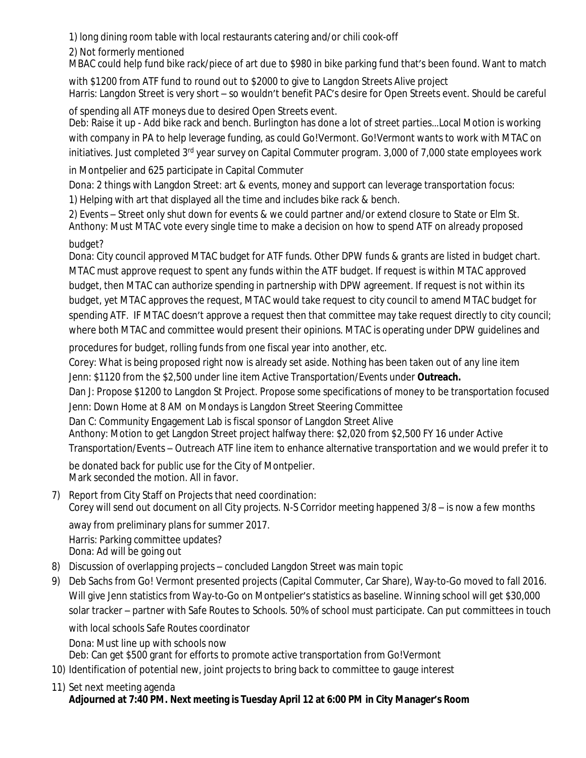1) long dining room table with local restaurants catering and/or chili cook-off

2) Not formerly mentioned

MBAC could help fund bike rack/piece of art due to $980 in bike parking fund that's been found. Want to match with $1200 from ATF fund to round out to $2000 to give to Langdon Streets Alive project

Harris: Langdon Street is very short – so wouldn't benefit PAC's desire for Open Streets event. Should be careful of spending all ATF moneys due to desired Open Streets event.

Deb: Raise it up - Add bike rack and bench. Burlington has done a lot of street parties...Local Motion is working with company in PA to help leverage funding, as could Go!Vermont. Go!Vermont wants to work with MTAC on initiatives. Just completed 3rd year survey on Capital Commuter program. 3,000 of 7,000 state employees work in Montpelier and 625 participate in Capital Commuter

Dona: 2 things with Langdon Street: art & events, money and support can leverage transportation focus:

1) Helping with art that displayed all the time and includes bike rack & bench.

2) Events – Street only shut down for events & we could partner and/or extend closure to State or Elm St.

Anthony: Must MTAC vote every single time to make a decision on how to spend ATF on already proposed budget?

Dona: City council approved MTAC budget for ATF funds. Other DPW funds & grants are listed in budget chart. MTAC must approve request to spent any funds within the ATF budget. If request is within MTAC approved budget, then MTAC can authorize spending in partnership with DPW agreement. If request is not within its budget, yet MTAC approves the request, MTAC would take request to city council to amend MTAC budget for spending ATF. IF MTAC doesn't approve a request then that committee may take request directly to city council; where both MTAC and committee would present their opinions. MTAC is operating under DPW guidelines and procedures for budget, rolling funds from one fiscal year into another, etc.

Corey: What is being proposed right now is already set aside. Nothing has been taken out of any line item

Jenn: $1120 from the $2,500 under line item Active Transportation/Events under **Outreach.**

Dan J: Propose $1200 to Langdon St Project. Propose some specifications of money to be transportation focused

Jenn: Down Home at 8 AM on Mondays is Langdon Street Steering Committee

Dan C: Community Engagement Lab is fiscal sponsor of Langdon Street Alive

Anthony: Motion to get Langdon Street project halfway there: $2,020 from $2,500 FY 16 under Active Transportation/Events – Outreach ATF line item to enhance alternative transportation and we would prefer it to be donated back for public use for the City of Montpelier.

Mark seconded the motion. All in favor.

7) Report from City Staff on Projects that need coordination:
   Corey will send out document on all City projects. N-S Corridor meeting happened 3/8 – is now a few months away from preliminary plans for summer 2017.
   Harris: Parking committee updates?
   Dona: Ad will be going out
8) Discussion of overlapping projects – concluded Langdon Street was main topic
9) Deb Sachs from Go! Vermont presented projects (Capital Commuter, Car Share), Way-to-Go moved to fall 2016. Will give Jenn statistics from Way-to-Go on Montpelier's statistics as baseline. Winning school will get $30,000 solar tracker – partner with Safe Routes to Schools. 50% of school must participate. Can put committees in touch with local schools Safe Routes coordinator
   Dona: Must line up with schools now
   Deb: Can get $500 grant for efforts to promote active transportation from Go!Vermont
10) Identification of potential new, joint projects to bring back to committee to gauge interest
11) Set next meeting agenda
    **Adjourned at 7:40 PM. Next meeting is Tuesday April 12 at 6:00 PM in City Manager's Room**